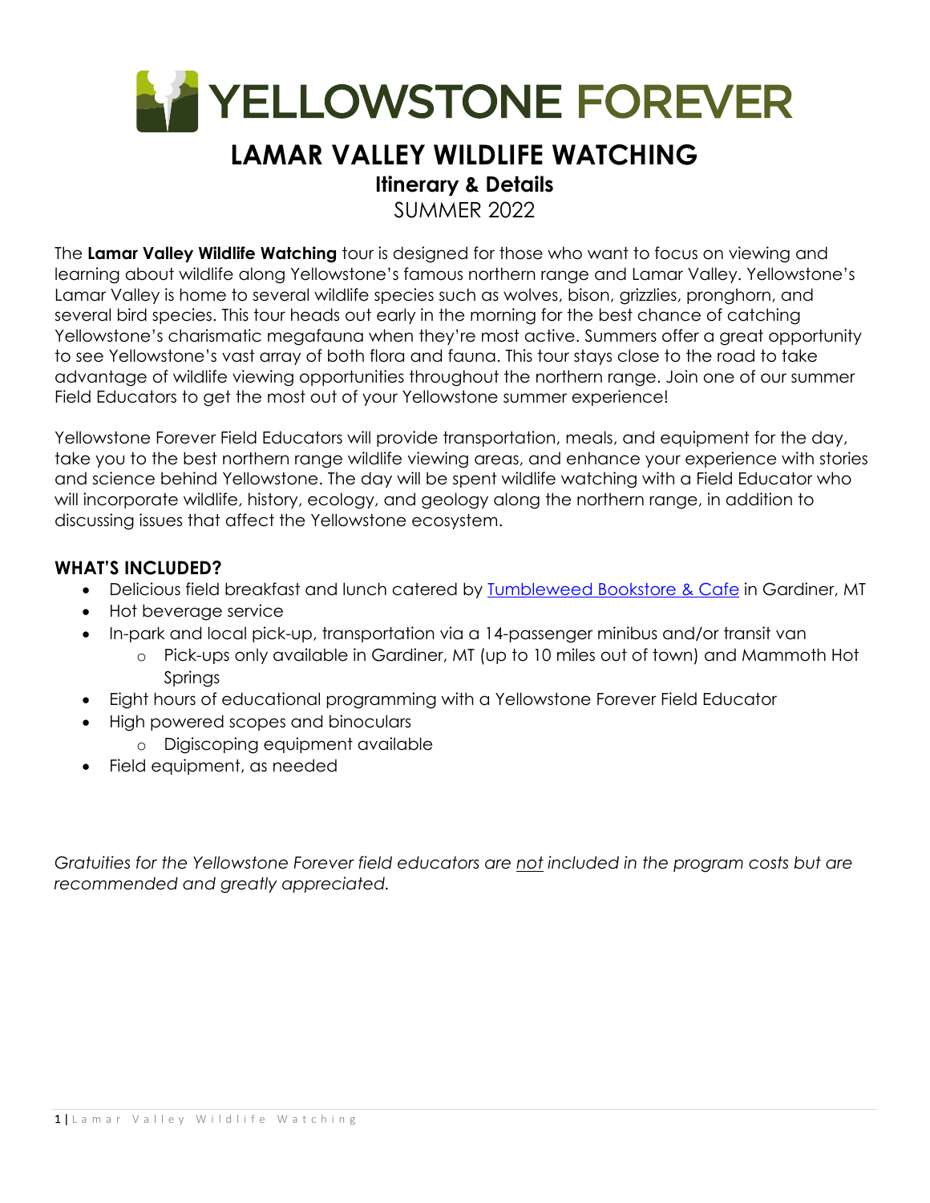# YELLOWSTONE FOREVER

## LAMAR VALLEY WILDLIFE WATCHING

### Itinerary & Details

SUMMER 2022

The **Lamar Valley Wildlife Watching** tour is designed for those who want to focus on viewing and learning about wildlife along Yellowstone's famous northern range and Lamar Valley. Yellowstone's Lamar Valley is home to several wildlife species such as wolves, bison, grizzlies, pronghorn, and several bird species. This tour heads out early in the morning for the best chance of catching Yellowstone's charismatic megafauna when they're most active. Summers offer a great opportunity to see Yellowstone's vast array of both flora and fauna. This tour stays close to the road to take advantage of wildlife viewing opportunities throughout the northern range. Join one of our summer Field Educators to get the most out of your Yellowstone summer experience!

Yellowstone Forever Field Educators will provide transportation, meals, and equipment for the day, take you to the best northern range wildlife viewing areas, and enhance your experience with stories and science behind Yellowstone. The day will be spent wildlife watching with a Field Educator who will incorporate wildlife, history, ecology, and geology along the northern range, in addition to discussing issues that affect the Yellowstone ecosystem.

### WHAT'S INCLUDED?

- Delicious field breakfast and lunch catered by Tumbleweed Bookstore & Cafe in Gardiner, MT
- Hot beverage service
- In-park and local pick-up, transportation via a 14-passenger minibus and/or transit van
  - Pick-ups only available in Gardiner, MT (up to 10 miles out of town) and Mammoth Hot Springs
- Eight hours of educational programming with a Yellowstone Forever Field Educator
- High powered scopes and binoculars
  - Digiscoping equipment available
- Field equipment, as needed

*Gratuities for the Yellowstone Forever field educators are not included in the program costs but are recommended and greatly appreciated.*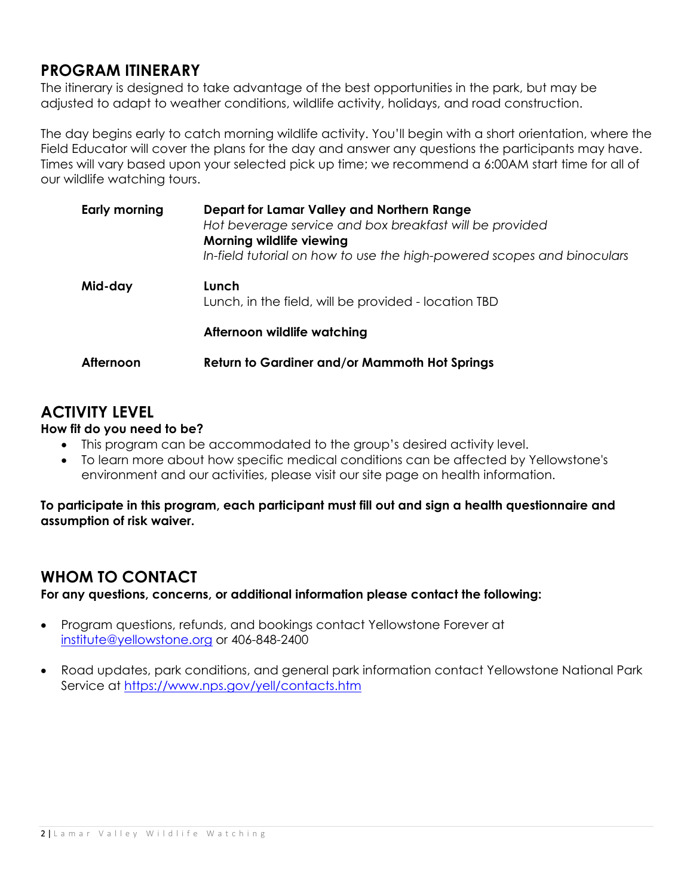## PROGRAM ITINERARY

The itinerary is designed to take advantage of the best opportunities in the park, but may be adjusted to adapt to weather conditions, wildlife activity, holidays, and road construction.

The day begins early to catch morning wildlife activity. You'll begin with a short orientation, where the Field Educator will cover the plans for the day and answer any questions the participants may have. Times will vary based upon your selected pick up time; we recommend a 6:00AM start time for all of our wildlife watching tours.

| | |
|---|---|
| **Early morning** | **Depart for Lamar Valley and Northern Range**<br>*Hot beverage service and box breakfast will be provided*<br>**Morning wildlife viewing**<br>*In-field tutorial on how to use the high-powered scopes and binoculars* |
| **Mid-day** | **Lunch**<br>Lunch, in the field, will be provided - location TBD |
| | **Afternoon wildlife watching** |
| **Afternoon** | **Return to Gardiner and/or Mammoth Hot Springs** |

## ACTIVITY LEVEL

**How fit do you need to be?**

- This program can be accommodated to the group's desired activity level.
- To learn more about how specific medical conditions can be affected by Yellowstone's environment and our activities, please visit our site page on health information.

**To participate in this program, each participant must fill out and sign a health questionnaire and assumption of risk waiver.**

## WHOM TO CONTACT

**For any questions, concerns, or additional information please contact the following:**

- Program questions, refunds, and bookings contact Yellowstone Forever at institute@yellowstone.org or 406-848-2400
- Road updates, park conditions, and general park information contact Yellowstone National Park Service at https://www.nps.gov/yell/contacts.htm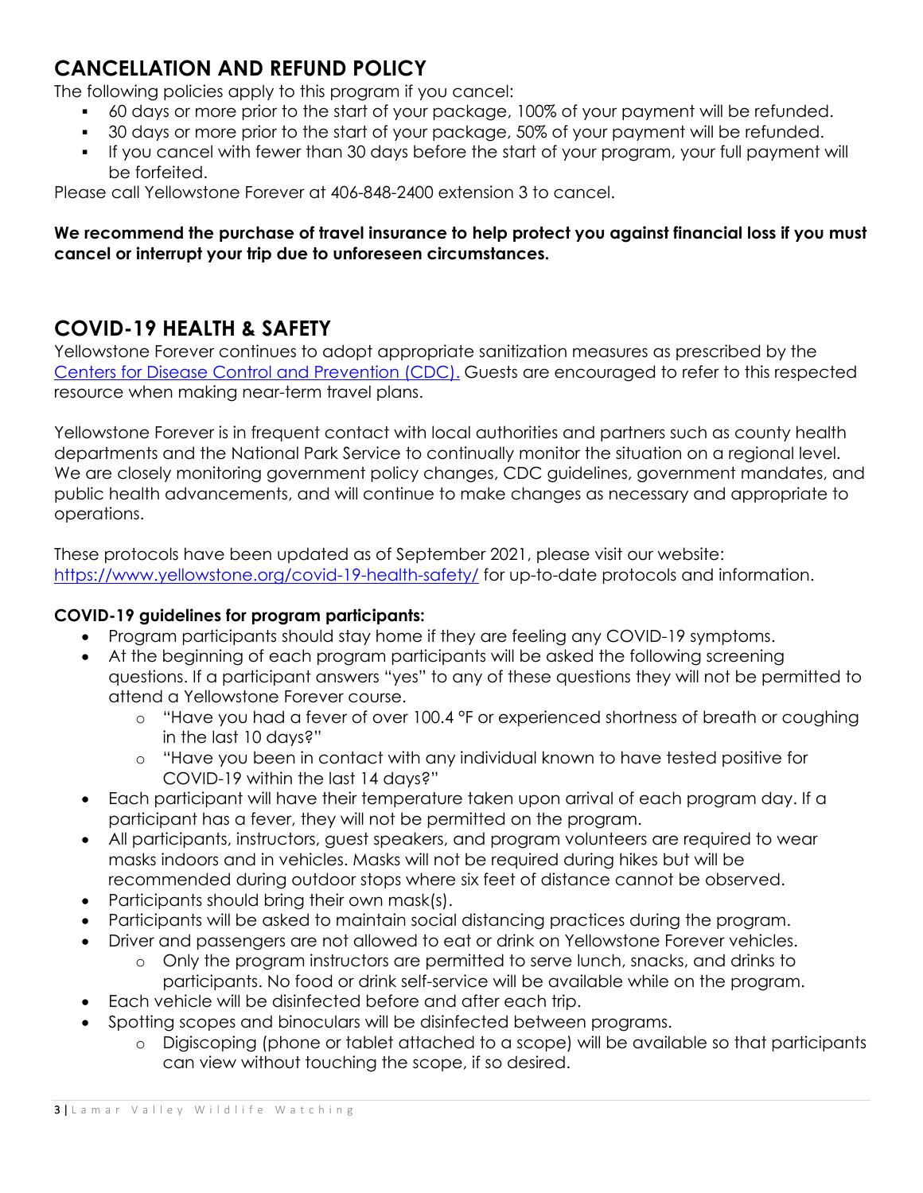## CANCELLATION AND REFUND POLICY

The following policies apply to this program if you cancel:

- 60 days or more prior to the start of your package, 100% of your payment will be refunded.
- 30 days or more prior to the start of your package, 50% of your payment will be refunded.
- If you cancel with fewer than 30 days before the start of your program, your full payment will be forfeited.

Please call Yellowstone Forever at 406-848-2400 extension 3 to cancel.

**We recommend the purchase of travel insurance to help protect you against financial loss if you must cancel or interrupt your trip due to unforeseen circumstances.**

## COVID-19 HEALTH & SAFETY

Yellowstone Forever continues to adopt appropriate sanitization measures as prescribed by the [Centers for Disease Control and Prevention (CDC).](https://www.cdc.gov) Guests are encouraged to refer to this respected resource when making near-term travel plans.

Yellowstone Forever is in frequent contact with local authorities and partners such as county health departments and the National Park Service to continually monitor the situation on a regional level. We are closely monitoring government policy changes, CDC guidelines, government mandates, and public health advancements, and will continue to make changes as necessary and appropriate to operations.

These protocols have been updated as of September 2021, please visit our website: [https://www.yellowstone.org/covid-19-health-safety/](https://www.yellowstone.org/covid-19-health-safety/) for up-to-date protocols and information.

**COVID-19 guidelines for program participants:**

- Program participants should stay home if they are feeling any COVID-19 symptoms.
- At the beginning of each program participants will be asked the following screening questions. If a participant answers "yes" to any of these questions they will not be permitted to attend a Yellowstone Forever course.
  - "Have you had a fever of over 100.4 °F or experienced shortness of breath or coughing in the last 10 days?"
  - "Have you been in contact with any individual known to have tested positive for COVID-19 within the last 14 days?"
- Each participant will have their temperature taken upon arrival of each program day. If a participant has a fever, they will not be permitted on the program.
- All participants, instructors, guest speakers, and program volunteers are required to wear masks indoors and in vehicles. Masks will not be required during hikes but will be recommended during outdoor stops where six feet of distance cannot be observed.
- Participants should bring their own mask(s).
- Participants will be asked to maintain social distancing practices during the program.
- Driver and passengers are not allowed to eat or drink on Yellowstone Forever vehicles.
  - Only the program instructors are permitted to serve lunch, snacks, and drinks to participants. No food or drink self-service will be available while on the program.
- Each vehicle will be disinfected before and after each trip.
- Spotting scopes and binoculars will be disinfected between programs.
  - Digiscoping (phone or tablet attached to a scope) will be available so that participants can view without touching the scope, if so desired.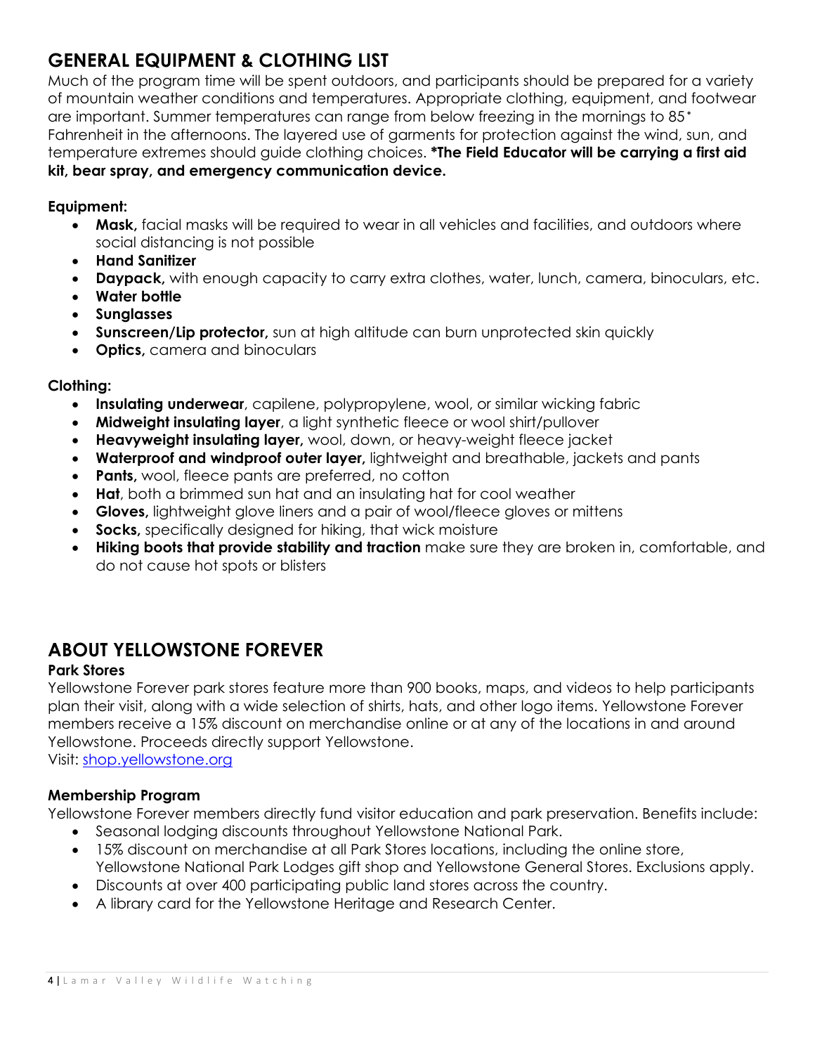## GENERAL EQUIPMENT & CLOTHING LIST

Much of the program time will be spent outdoors, and participants should be prepared for a variety of mountain weather conditions and temperatures. Appropriate clothing, equipment, and footwear are important. Summer temperatures can range from below freezing in the mornings to 85° Fahrenheit in the afternoons. The layered use of garments for protection against the wind, sun, and temperature extremes should guide clothing choices. **\*The Field Educator will be carrying a first aid kit, bear spray, and emergency communication device.**

**Equipment:**

- **Mask,** facial masks will be required to wear in all vehicles and facilities, and outdoors where social distancing is not possible
- **Hand Sanitizer**
- **Daypack,** with enough capacity to carry extra clothes, water, lunch, camera, binoculars, etc.
- **Water bottle**
- **Sunglasses**
- **Sunscreen/Lip protector,** sun at high altitude can burn unprotected skin quickly
- **Optics,** camera and binoculars

**Clothing:**

- **Insulating underwear**, capilene, polypropylene, wool, or similar wicking fabric
- **Midweight insulating layer**, a light synthetic fleece or wool shirt/pullover
- **Heavyweight insulating layer,** wool, down, or heavy-weight fleece jacket
- **Waterproof and windproof outer layer,** lightweight and breathable, jackets and pants
- **Pants,** wool, fleece pants are preferred, no cotton
- **Hat**, both a brimmed sun hat and an insulating hat for cool weather
- **Gloves,** lightweight glove liners and a pair of wool/fleece gloves or mittens
- **Socks,** specifically designed for hiking, that wick moisture
- **Hiking boots that provide stability and traction** make sure they are broken in, comfortable, and do not cause hot spots or blisters

## ABOUT YELLOWSTONE FOREVER

**Park Stores**

Yellowstone Forever park stores feature more than 900 books, maps, and videos to help participants plan their visit, along with a wide selection of shirts, hats, and other logo items. Yellowstone Forever members receive a 15% discount on merchandise online or at any of the locations in and around Yellowstone. Proceeds directly support Yellowstone.
Visit: [shop.yellowstone.org](shop.yellowstone.org)

**Membership Program**

Yellowstone Forever members directly fund visitor education and park preservation. Benefits include:

- Seasonal lodging discounts throughout Yellowstone National Park.
- 15% discount on merchandise at all Park Stores locations, including the online store, Yellowstone National Park Lodges gift shop and Yellowstone General Stores. Exclusions apply.
- Discounts at over 400 participating public land stores across the country.
- A library card for the Yellowstone Heritage and Research Center.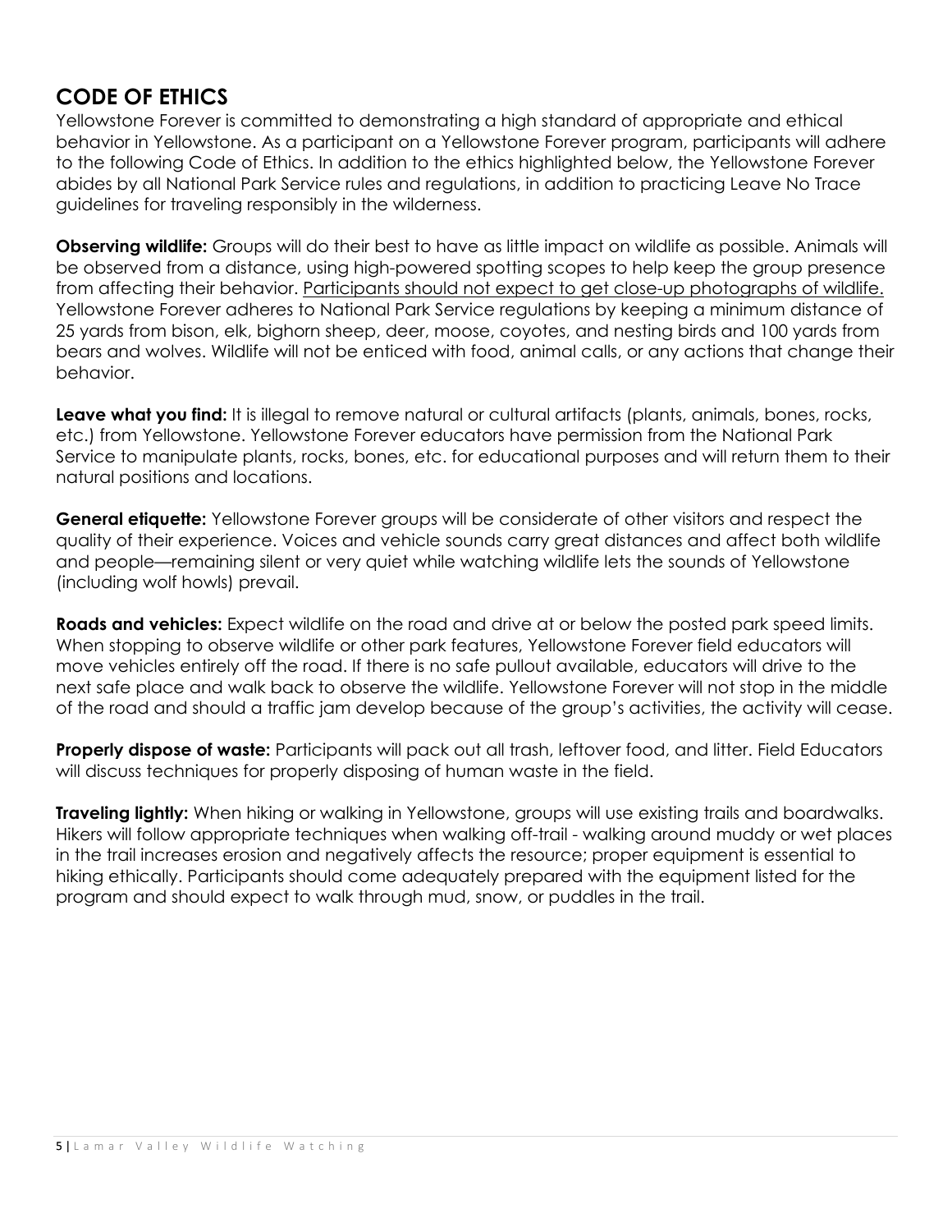## CODE OF ETHICS

Yellowstone Forever is committed to demonstrating a high standard of appropriate and ethical behavior in Yellowstone. As a participant on a Yellowstone Forever program, participants will adhere to the following Code of Ethics. In addition to the ethics highlighted below, the Yellowstone Forever abides by all National Park Service rules and regulations, in addition to practicing Leave No Trace guidelines for traveling responsibly in the wilderness.

**Observing wildlife:** Groups will do their best to have as little impact on wildlife as possible. Animals will be observed from a distance, using high-powered spotting scopes to help keep the group presence from affecting their behavior. <u>Participants should not expect to get close-up photographs of wildlife.</u> Yellowstone Forever adheres to National Park Service regulations by keeping a minimum distance of 25 yards from bison, elk, bighorn sheep, deer, moose, coyotes, and nesting birds and 100 yards from bears and wolves. Wildlife will not be enticed with food, animal calls, or any actions that change their behavior.

**Leave what you find:** It is illegal to remove natural or cultural artifacts (plants, animals, bones, rocks, etc.) from Yellowstone. Yellowstone Forever educators have permission from the National Park Service to manipulate plants, rocks, bones, etc. for educational purposes and will return them to their natural positions and locations.

**General etiquette:** Yellowstone Forever groups will be considerate of other visitors and respect the quality of their experience. Voices and vehicle sounds carry great distances and affect both wildlife and people—remaining silent or very quiet while watching wildlife lets the sounds of Yellowstone (including wolf howls) prevail.

**Roads and vehicles:** Expect wildlife on the road and drive at or below the posted park speed limits. When stopping to observe wildlife or other park features, Yellowstone Forever field educators will move vehicles entirely off the road. If there is no safe pullout available, educators will drive to the next safe place and walk back to observe the wildlife. Yellowstone Forever will not stop in the middle of the road and should a traffic jam develop because of the group's activities, the activity will cease.

**Properly dispose of waste:** Participants will pack out all trash, leftover food, and litter. Field Educators will discuss techniques for properly disposing of human waste in the field.

**Traveling lightly:** When hiking or walking in Yellowstone, groups will use existing trails and boardwalks. Hikers will follow appropriate techniques when walking off-trail - walking around muddy or wet places in the trail increases erosion and negatively affects the resource; proper equipment is essential to hiking ethically. Participants should come adequately prepared with the equipment listed for the program and should expect to walk through mud, snow, or puddles in the trail.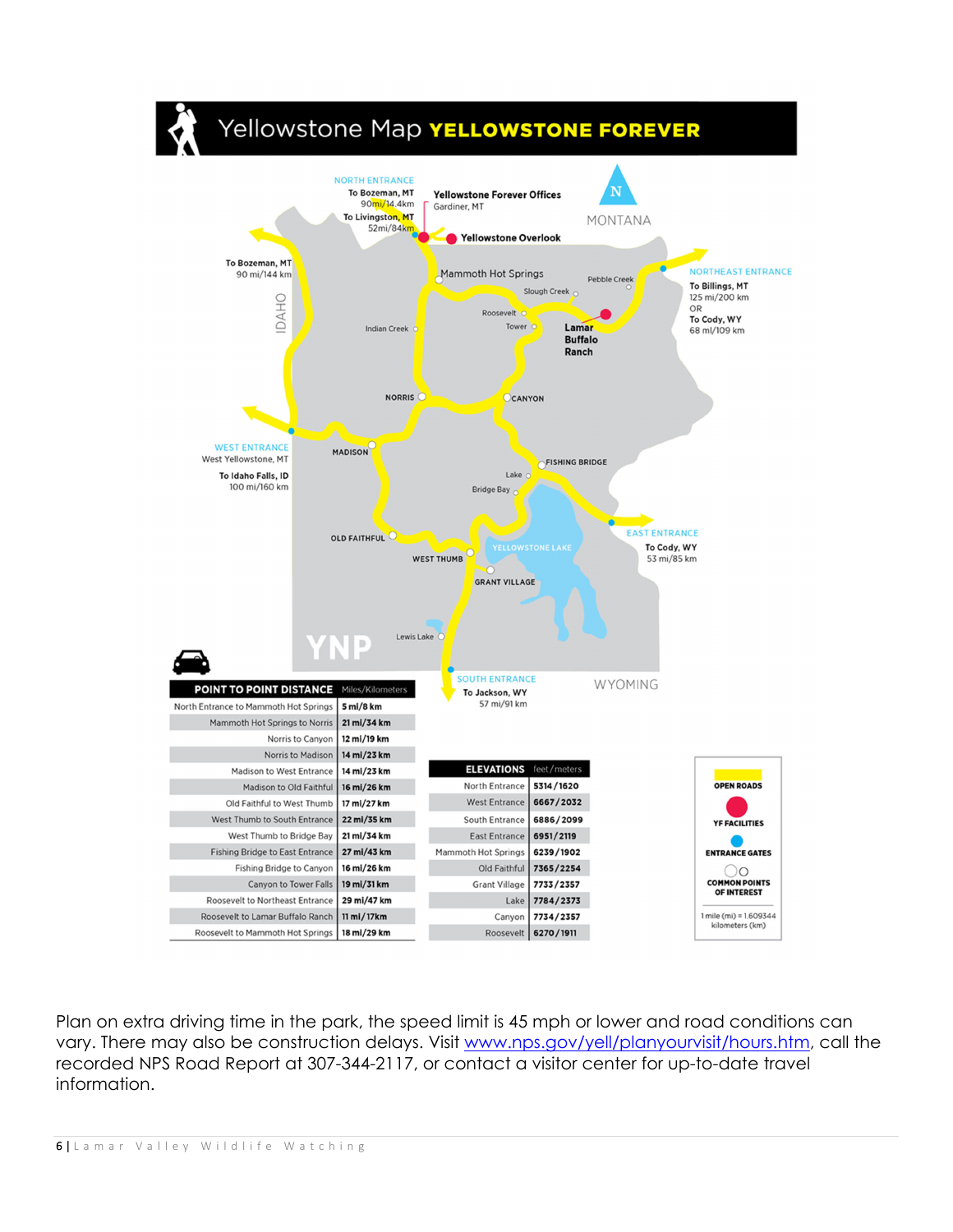# Yellowstone Map YELLOWSTONE FOREVER

NORTH ENTRANCE
To Bozeman, MT
90mi/144km
To Livingston, MT
52mi/84km

Yellowstone Forever Offices
Gardiner, MT

Yellowstone Overlook

MONTANA

To Bozeman, MT
90 mi/144 km

IDAHO

Mammoth Hot Springs
Slough Creek
Pebble Creek
Roosevelt
Tower
Indian Creek
Lamar Buffalo Ranch

NORTHEAST ENTRANCE
To Billings, MT
125 mi/200 km
OR
To Cody, WY
68 mi/109 km

NORRIS
CANYON
MADISON

WEST ENTRANCE
West Yellowstone, MT
To Idaho Falls, ID
100 mi/160 km

FISHING BRIDGE
Lake
Bridge Bay

OLD FAITHFUL
WEST THUMB
YELLOWSTONE LAKE
GRANT VILLAGE

EAST ENTRANCE
To Cody, WY
53 mi/85 km

YNP
Lewis Lake

SOUTH ENTRANCE
To Jackson, WY
57 mi/91 km

WYOMING

| POINT TO POINT DISTANCE | Miles/Kilometers |
|---|---|
| North Entrance to Mammoth Hot Springs | 5 mi/8 km |
| Mammoth Hot Springs to Norris | 21 mi/34 km |
| Norris to Canyon | 12 mi/19 km |
| Norris to Madison | 14 mi/23 km |
| Madison to West Entrance | 14 mi/23 km |
| Madison to Old Faithful | 16 mi/26 km |
| Old Faithful to West Thumb | 17 mi/27 km |
| West Thumb to South Entrance | 22 mi/35 km |
| West Thumb to Bridge Bay | 21 mi/34 km |
| Fishing Bridge to East Entrance | 27 mi/43 km |
| Fishing Bridge to Canyon | 16 mi/26 km |
| Canyon to Tower Falls | 19 mi/31 km |
| Roosevelt to Northeast Entrance | 29 mi/47 km |
| Roosevelt to Lamar Buffalo Ranch | 11 mi/17km |
| Roosevelt to Mammoth Hot Springs | 18 mi/29 km |

| ELEVATIONS | feet/meters |
|---|---|
| North Entrance | 5314/1620 |
| West Entrance | 6667/2032 |
| South Entrance | 6886/2099 |
| East Entrance | 6951/2119 |
| Mammoth Hot Springs | 6239/1902 |
| Old Faithful | 7365/2254 |
| Grant Village | 7733/2357 |
| Lake | 7784/2373 |
| Canyon | 7734/2357 |
| Roosevelt | 6270/1911 |

OPEN ROADS
YF FACILITIES
ENTRANCE GATES
COMMON POINTS OF INTEREST
1 mile (mi) = 1.609344 kilometers (km)

Plan on extra driving time in the park, the speed limit is 45 mph or lower and road conditions can vary. There may also be construction delays. Visit www.nps.gov/yell/planyourvisit/hours.htm, call the recorded NPS Road Report at 307-344-2117, or contact a visitor center for up-to-date travel information.